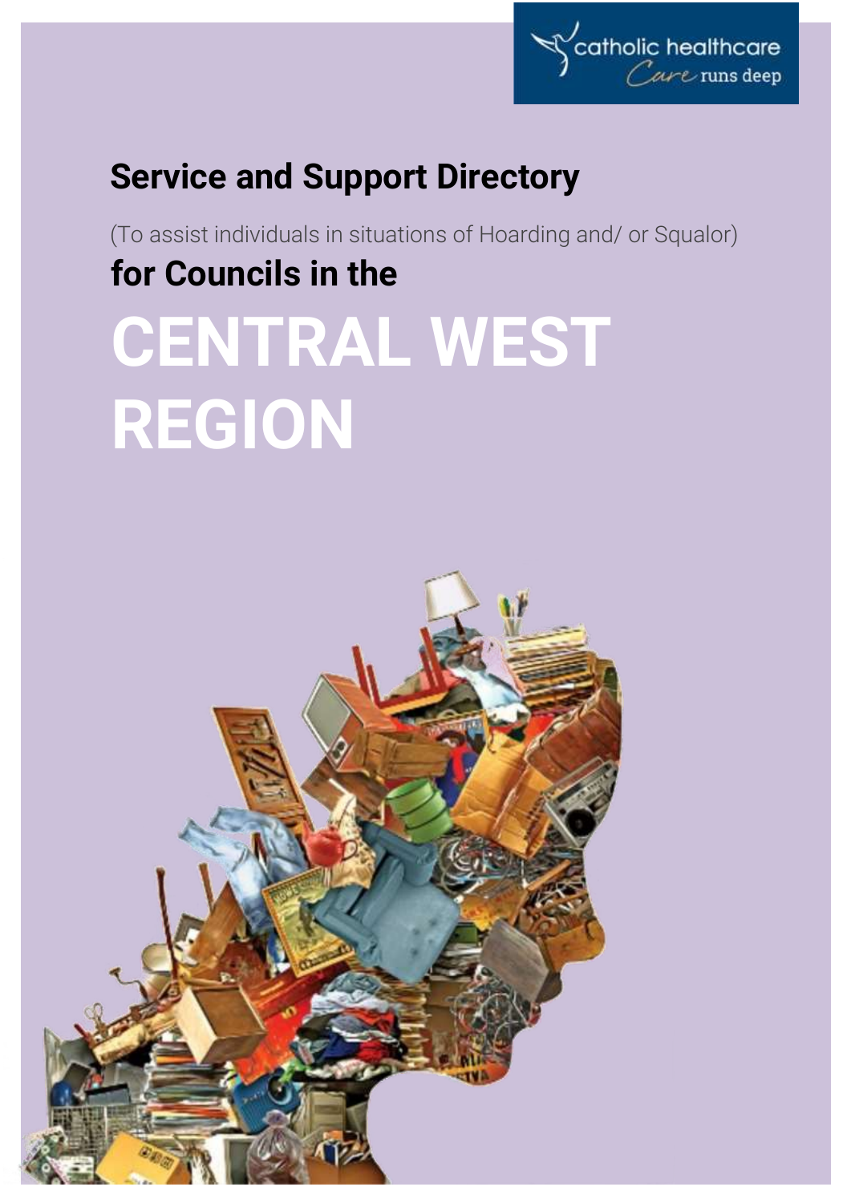catholic healthcare
*Care runs deep*

# Service and Support Directory

(To assist individuals in situations of Hoarding and/ or Squalor)

## for Councils in the

# CENTRAL WEST REGION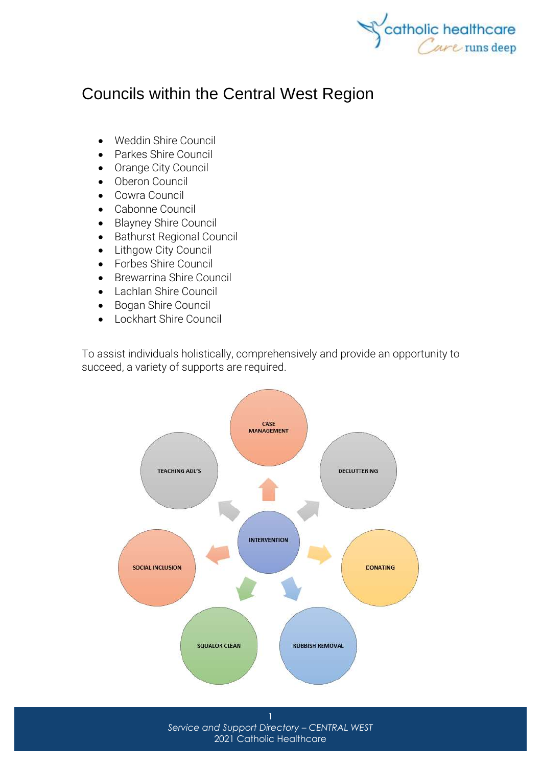# Councils within the Central West Region

- Weddin Shire Council
- Parkes Shire Council
- Orange City Council
- Oberon Council
- Cowra Council
- Cabonne Council
- Blayney Shire Council
- Bathurst Regional Council
- Lithgow City Council
- Forbes Shire Council
- Brewarrina Shire Council
- Lachlan Shire Council
- Bogan Shire Council
- Lockhart Shire Council

To assist individuals holistically, comprehensively and provide an opportunity to succeed, a variety of supports are required.

INTERVENTION

CASE MANAGEMENT

DECLUTTERING

DONATING

RUBBISH REMOVAL

SQUALOR CLEAN

SOCIAL INCLUSION

TEACHING ADL'S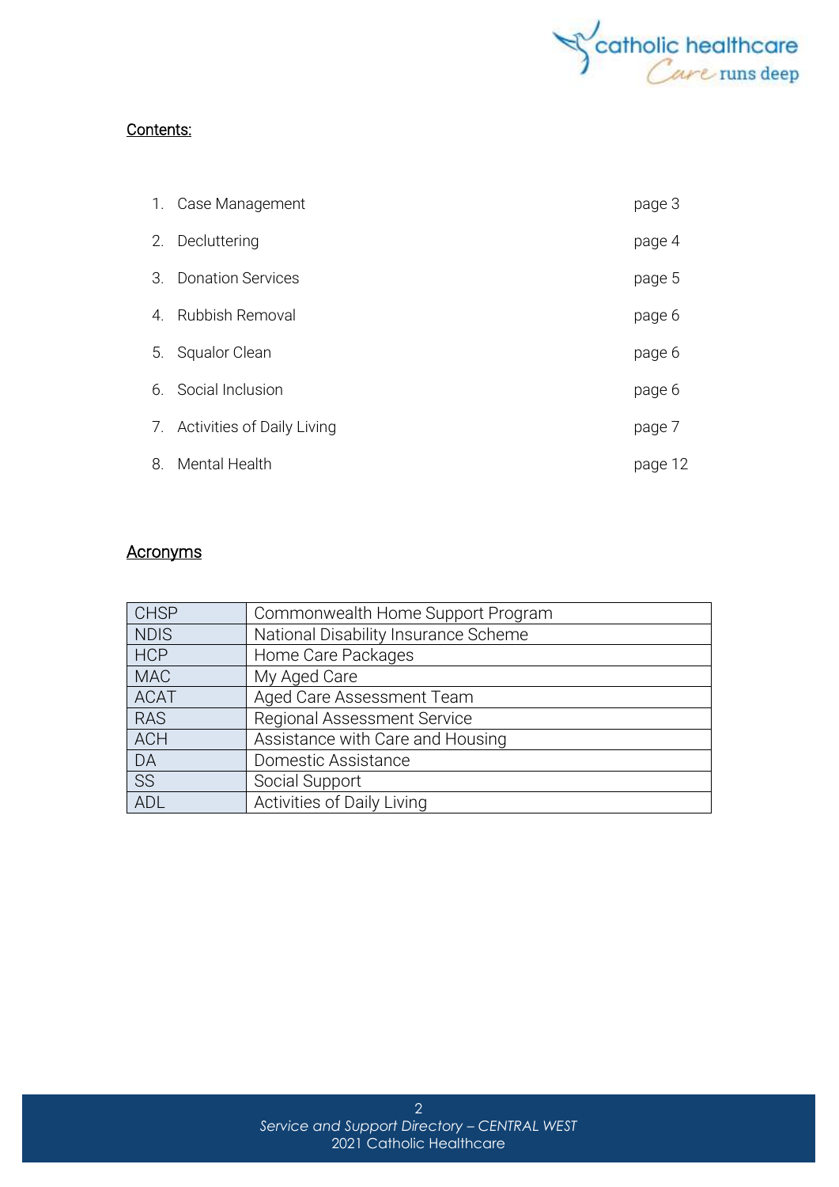## Contents:

1. Case Management page 3
2. Decluttering page 4
3. Donation Services page 5
4. Rubbish Removal page 6
5. Squalor Clean page 6
6. Social Inclusion page 6
7. Activities of Daily Living page 7
8. Mental Health page 12

## Acronyms

| CHSP | Commonwealth Home Support Program |
|---|---|
| NDIS | National Disability Insurance Scheme |
| HCP | Home Care Packages |
| MAC | My Aged Care |
| ACAT | Aged Care Assessment Team |
| RAS | Regional Assessment Service |
| ACH | Assistance with Care and Housing |
| DA | Domestic Assistance |
| SS | Social Support |
| ADL | Activities of Daily Living |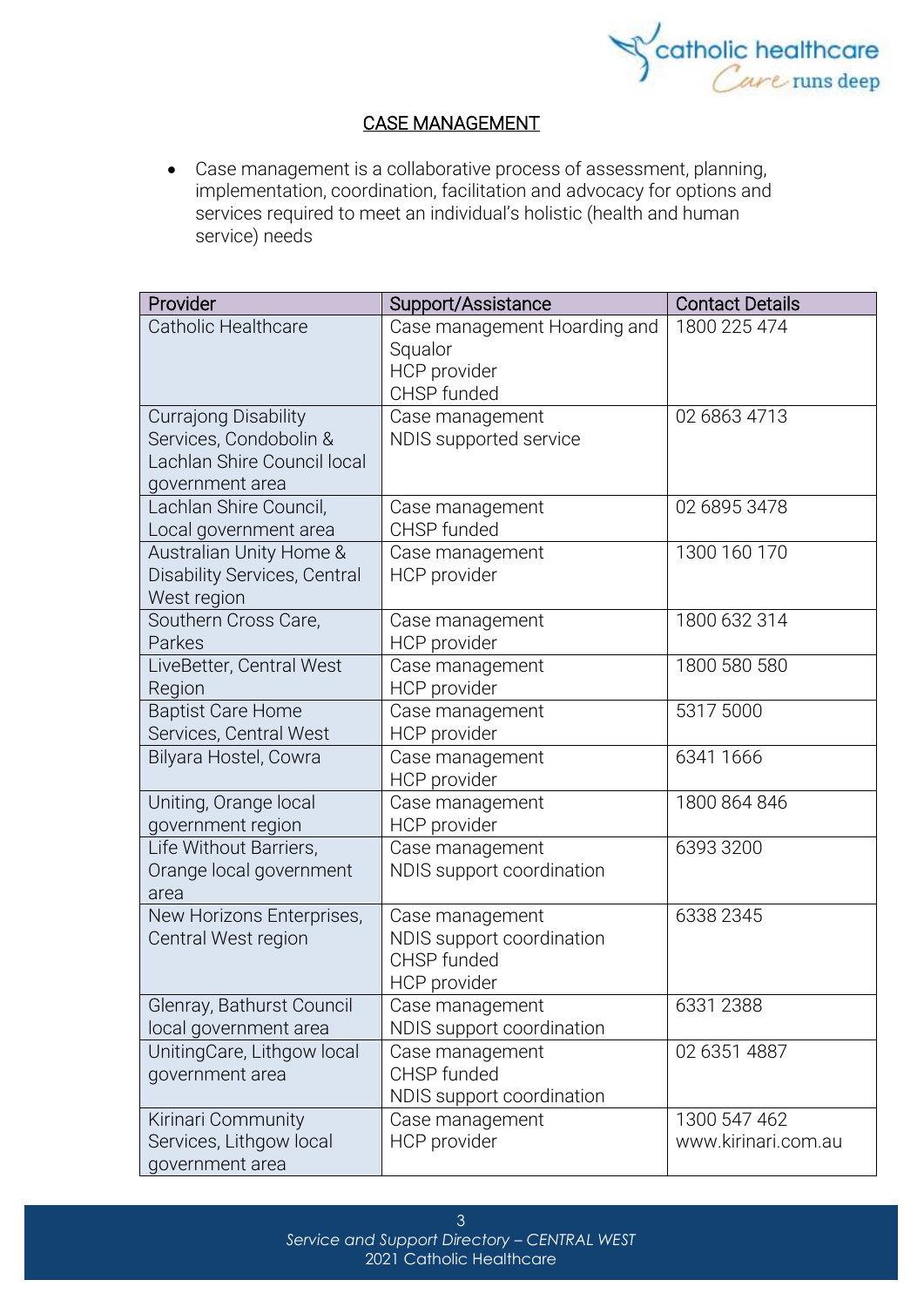## CASE MANAGEMENT

- Case management is a collaborative process of assessment, planning, implementation, coordination, facilitation and advocacy for options and services required to meet an individual's holistic (health and human service) needs

| Provider | Support/Assistance | Contact Details |
|---|---|---|
| Catholic Healthcare | Case management Hoarding and Squalor<br>HCP provider<br>CHSP funded | 1800 225 474 |
| Currajong Disability Services, Condobolin & Lachlan Shire Council local government area | Case management<br>NDIS supported service | 02 6863 4713 |
| Lachlan Shire Council, Local government area | Case management<br>CHSP funded | 02 6895 3478 |
| Australian Unity Home & Disability Services, Central West region | Case management<br>HCP provider | 1300 160 170 |
| Southern Cross Care, Parkes | Case management<br>HCP provider | 1800 632 314 |
| LiveBetter, Central West Region | Case management<br>HCP provider | 1800 580 580 |
| Baptist Care Home Services, Central West | Case management<br>HCP provider | 5317 5000 |
| Bilyara Hostel, Cowra | Case management<br>HCP provider | 6341 1666 |
| Uniting, Orange local government region | Case management<br>HCP provider | 1800 864 846 |
| Life Without Barriers, Orange local government area | Case management<br>NDIS support coordination | 6393 3200 |
| New Horizons Enterprises, Central West region | Case management<br>NDIS support coordination<br>CHSP funded<br>HCP provider | 6338 2345 |
| Glenray, Bathurst Council local government area | Case management<br>NDIS support coordination | 6331 2388 |
| UnitingCare, Lithgow local government area | Case management<br>CHSP funded<br>NDIS support coordination | 02 6351 4887 |
| Kirinari Community Services, Lithgow local government area | Case management<br>HCP provider | 1300 547 462<br>www.kirinari.com.au |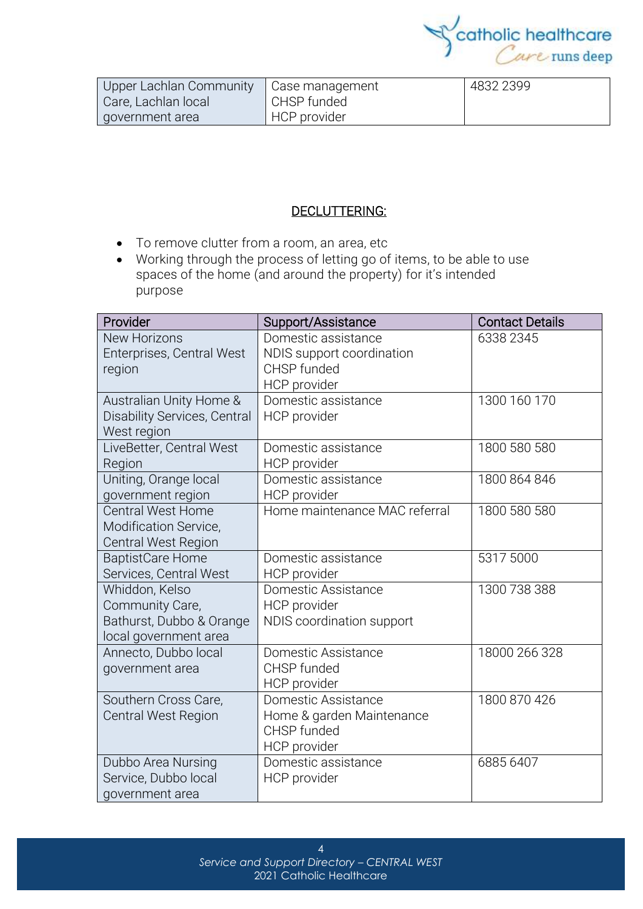| Upper Lachlan Community Care, Lachlan local government area | Case management<br>CHSP funded<br>HCP provider | 4832 2399 |
|---|---|---|

## DECLUTTERING:

- To remove clutter from a room, an area, etc
- Working through the process of letting go of items, to be able to use spaces of the home (and around the property) for it's intended purpose

| Provider | Support/Assistance | Contact Details |
|---|---|---|
| New Horizons Enterprises, Central West region | Domestic assistance<br>NDIS support coordination<br>CHSP funded<br>HCP provider | 6338 2345 |
| Australian Unity Home & Disability Services, Central West region | Domestic assistance<br>HCP provider | 1300 160 170 |
| LiveBetter, Central West Region | Domestic assistance<br>HCP provider | 1800 580 580 |
| Uniting, Orange local government region | Domestic assistance<br>HCP provider | 1800 864 846 |
| Central West Home Modification Service, Central West Region | Home maintenance MAC referral | 1800 580 580 |
| BaptistCare Home Services, Central West | Domestic assistance<br>HCP provider | 5317 5000 |
| Whiddon, Kelso Community Care, Bathurst, Dubbo & Orange local government area | Domestic Assistance<br>HCP provider<br>NDIS coordination support | 1300 738 388 |
| Annecto, Dubbo local government area | Domestic Assistance<br>CHSP funded<br>HCP provider | 18000 266 328 |
| Southern Cross Care, Central West Region | Domestic Assistance<br>Home & garden Maintenance<br>CHSP funded<br>HCP provider | 1800 870 426 |
| Dubbo Area Nursing Service, Dubbo local government area | Domestic assistance<br>HCP provider | 6885 6407 |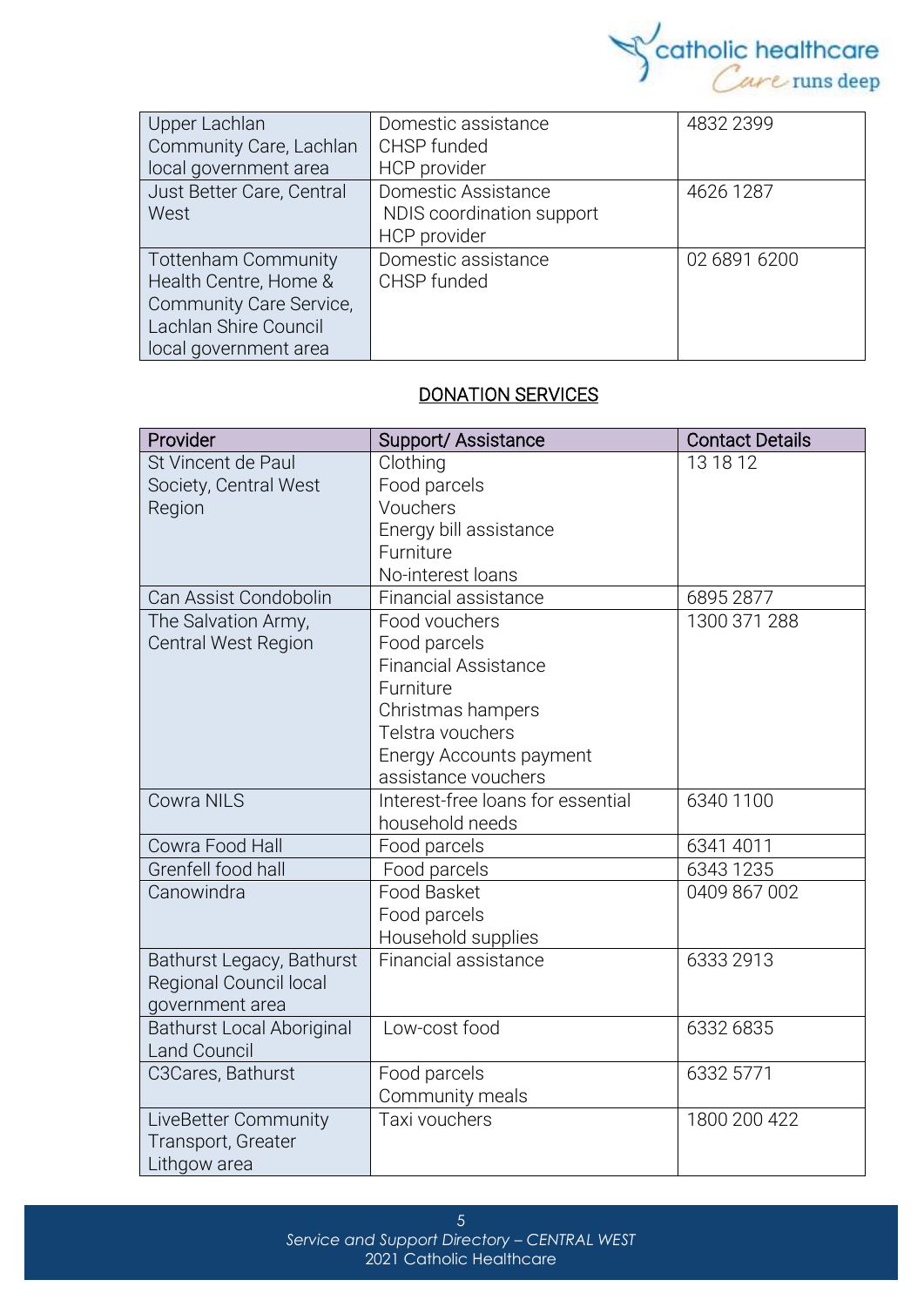| | | |
|---|---|---|
| Upper Lachlan Community Care, Lachlan local government area | Domestic assistance<br>CHSP funded<br>HCP provider | 4832 2399 |
| Just Better Care, Central West | Domestic Assistance<br>NDIS coordination support<br>HCP provider | 4626 1287 |
| Tottenham Community Health Centre, Home & Community Care Service, Lachlan Shire Council local government area | Domestic assistance<br>CHSP funded | 02 6891 6200 |

## DONATION SERVICES

| Provider | Support/ Assistance | Contact Details |
|---|---|---|
| St Vincent de Paul Society, Central West Region | Clothing<br>Food parcels<br>Vouchers<br>Energy bill assistance<br>Furniture<br>No-interest loans | 13 18 12 |
| Can Assist Condobolin | Financial assistance | 6895 2877 |
| The Salvation Army, Central West Region | Food vouchers<br>Food parcels<br>Financial Assistance<br>Furniture<br>Christmas hampers<br>Telstra vouchers<br>Energy Accounts payment assistance vouchers | 1300 371 288 |
| Cowra NILS | Interest-free loans for essential household needs | 6340 1100 |
| Cowra Food Hall | Food parcels | 6341 4011 |
| Grenfell food hall | Food parcels | 6343 1235 |
| Canowindra | Food Basket<br>Food parcels<br>Household supplies | 0409 867 002 |
| Bathurst Legacy, Bathurst Regional Council local government area | Financial assistance | 6333 2913 |
| Bathurst Local Aboriginal Land Council | Low-cost food | 6332 6835 |
| C3Cares, Bathurst | Food parcels<br>Community meals | 6332 5771 |
| LiveBetter Community Transport, Greater Lithgow area | Taxi vouchers | 1800 200 422 |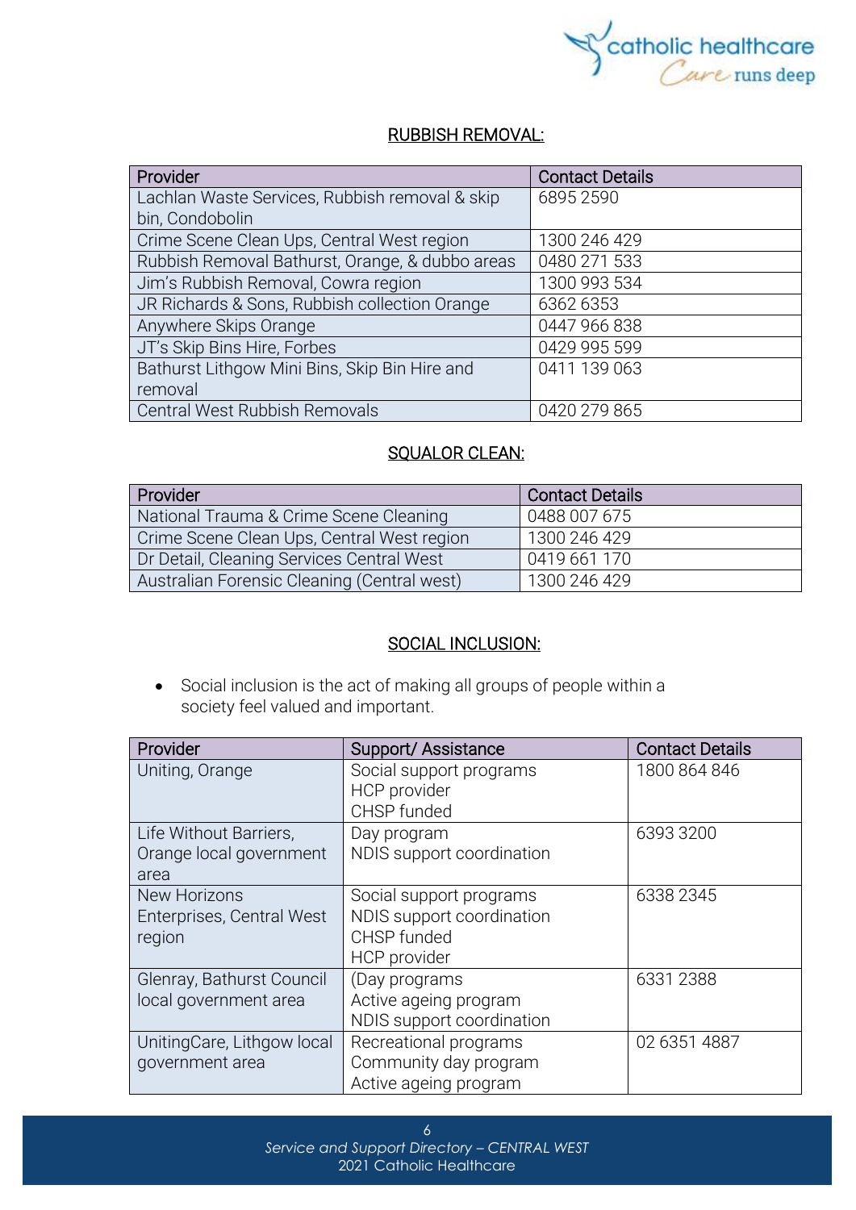## RUBBISH REMOVAL:

| Provider | Contact Details |
|---|---|
| Lachlan Waste Services, Rubbish removal & skip bin, Condobolin | 6895 2590 |
| Crime Scene Clean Ups, Central West region | 1300 246 429 |
| Rubbish Removal Bathurst, Orange, & dubbo areas | 0480 271 533 |
| Jim's Rubbish Removal, Cowra region | 1300 993 534 |
| JR Richards & Sons, Rubbish collection Orange | 6362 6353 |
| Anywhere Skips Orange | 0447 966 838 |
| JT's Skip Bins Hire, Forbes | 0429 995 599 |
| Bathurst Lithgow Mini Bins, Skip Bin Hire and removal | 0411 139 063 |
| Central West Rubbish Removals | 0420 279 865 |

## SQUALOR CLEAN:

| Provider | Contact Details |
|---|---|
| National Trauma & Crime Scene Cleaning | 0488 007 675 |
| Crime Scene Clean Ups, Central West region | 1300 246 429 |
| Dr Detail, Cleaning Services Central West | 0419 661 170 |
| Australian Forensic Cleaning (Central west) | 1300 246 429 |

## SOCIAL INCLUSION:

- Social inclusion is the act of making all groups of people within a society feel valued and important.

| Provider | Support/ Assistance | Contact Details |
|---|---|---|
| Uniting, Orange | Social support programs<br>HCP provider<br>CHSP funded | 1800 864 846 |
| Life Without Barriers, Orange local government area | Day program<br>NDIS support coordination | 6393 3200 |
| New Horizons Enterprises, Central West region | Social support programs<br>NDIS support coordination<br>CHSP funded<br>HCP provider | 6338 2345 |
| Glenray, Bathurst Council local government area | (Day programs<br>Active ageing program<br>NDIS support coordination | 6331 2388 |
| UnitingCare, Lithgow local government area | Recreational programs<br>Community day program<br>Active ageing program | 02 6351 4887 |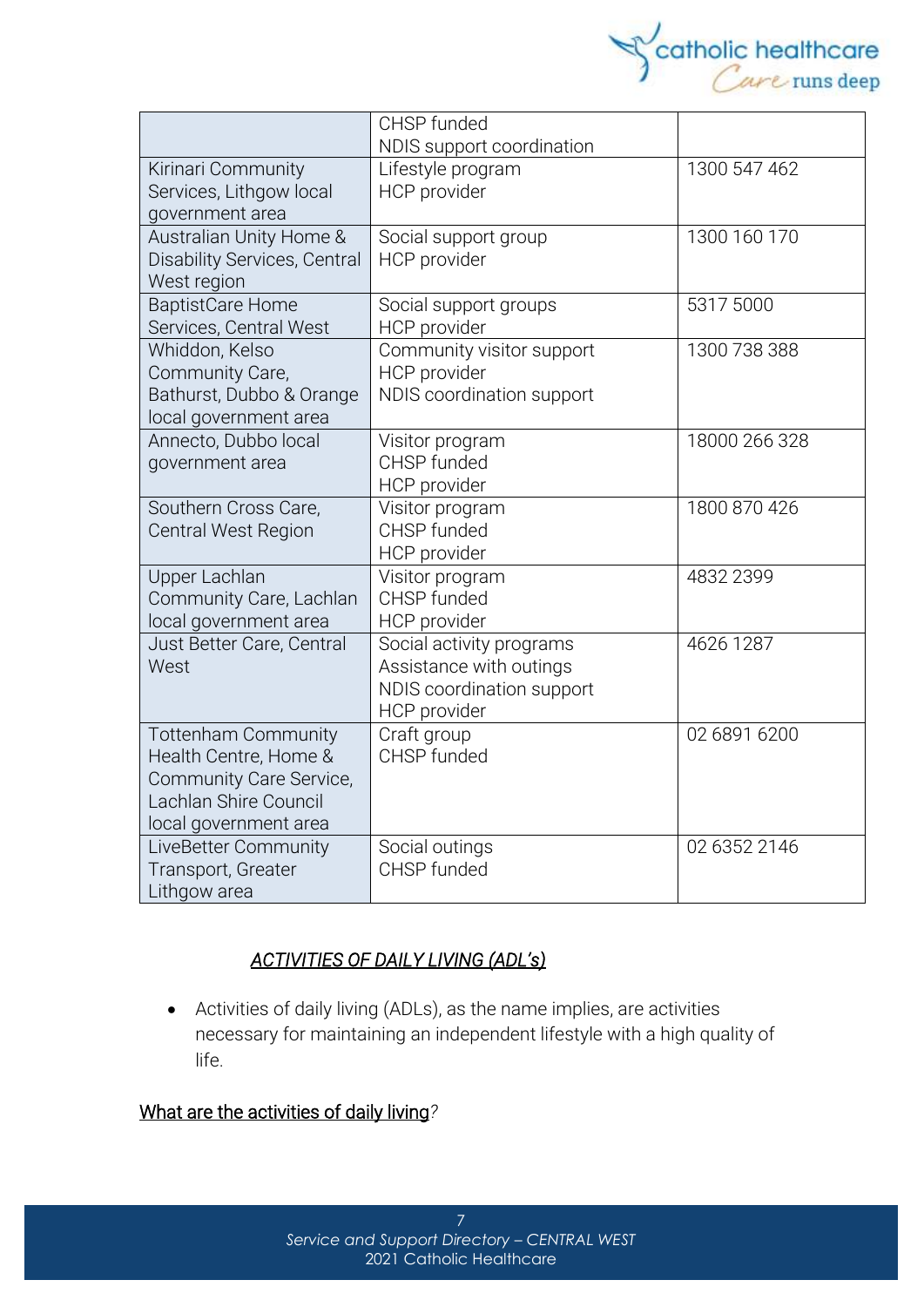| | | |
|---|---|---|
| | CHSP funded<br>NDIS support coordination | |
| Kirinari Community Services, Lithgow local government area | Lifestyle program<br>HCP provider | 1300 547 462 |
| Australian Unity Home & Disability Services, Central West region | Social support group<br>HCP provider | 1300 160 170 |
| BaptistCare Home Services, Central West | Social support groups<br>HCP provider | 5317 5000 |
| Whiddon, Kelso Community Care, Bathurst, Dubbo & Orange local government area | Community visitor support<br>HCP provider<br>NDIS coordination support | 1300 738 388 |
| Annecto, Dubbo local government area | Visitor program<br>CHSP funded<br>HCP provider | 18000 266 328 |
| Southern Cross Care, Central West Region | Visitor program<br>CHSP funded<br>HCP provider | 1800 870 426 |
| Upper Lachlan Community Care, Lachlan local government area | Visitor program<br>CHSP funded<br>HCP provider | 4832 2399 |
| Just Better Care, Central West | Social activity programs<br>Assistance with outings<br>NDIS coordination support<br>HCP provider | 4626 1287 |
| Tottenham Community Health Centre, Home & Community Care Service, Lachlan Shire Council local government area | Craft group<br>CHSP funded | 02 6891 6200 |
| LiveBetter Community Transport, Greater Lithgow area | Social outings<br>CHSP funded | 02 6352 2146 |

## *ACTIVITIES OF DAILY LIVING (ADL's)*

- Activities of daily living (ADLs), as the name implies, are activities necessary for maintaining an independent lifestyle with a high quality of life.

What are the activities of daily living?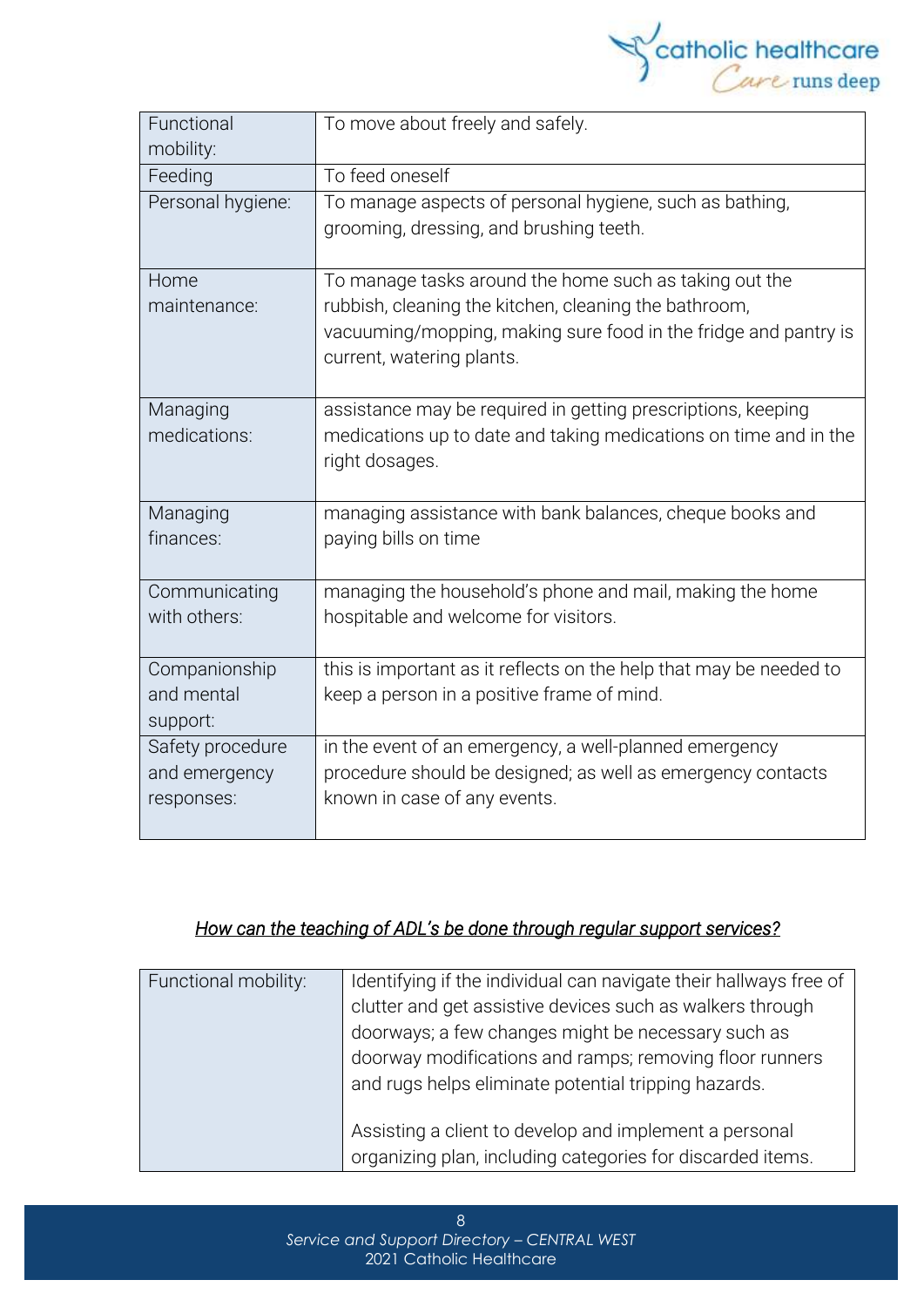| | |
|---|---|
| Functional mobility: | To move about freely and safely. |
| Feeding | To feed oneself |
| Personal hygiene: | To manage aspects of personal hygiene, such as bathing, grooming, dressing, and brushing teeth. |
| Home maintenance: | To manage tasks around the home such as taking out the rubbish, cleaning the kitchen, cleaning the bathroom, vacuuming/mopping, making sure food in the fridge and pantry is current, watering plants. |
| Managing medications: | assistance may be required in getting prescriptions, keeping medications up to date and taking medications on time and in the right dosages. |
| Managing finances: | managing assistance with bank balances, cheque books and paying bills on time |
| Communicating with others: | managing the household's phone and mail, making the home hospitable and welcome for visitors. |
| Companionship and mental support: | this is important as it reflects on the help that may be needed to keep a person in a positive frame of mind. |
| Safety procedure and emergency responses: | in the event of an emergency, a well-planned emergency procedure should be designed; as well as emergency contacts known in case of any events. |

*How can the teaching of ADL's be done through regular support services?*

| | |
|---|---|
| Functional mobility: | Identifying if the individual can navigate their hallways free of clutter and get assistive devices such as walkers through doorways; a few changes might be necessary such as doorway modifications and ramps; removing floor runners and rugs helps eliminate potential tripping hazards.<br><br>Assisting a client to develop and implement a personal organizing plan, including categories for discarded items. |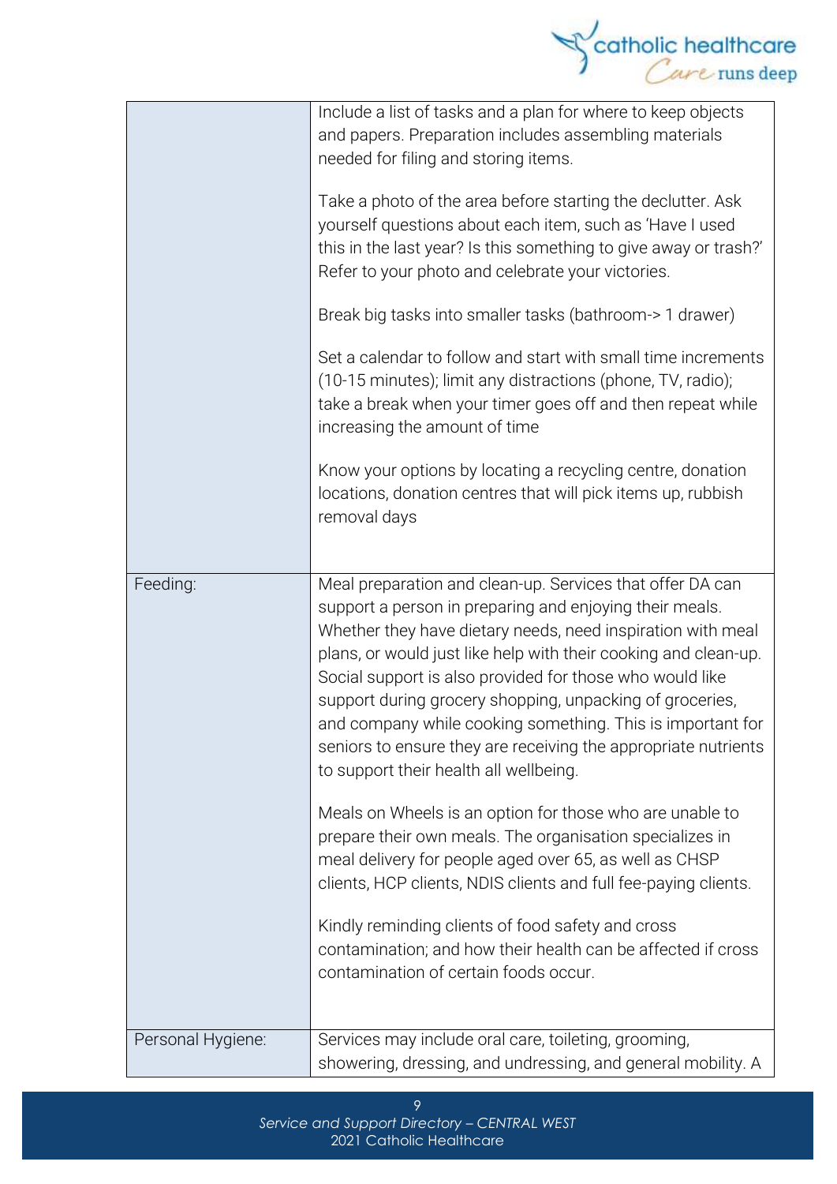| | |
|---|---|
| | Include a list of tasks and a plan for where to keep objects and papers. Preparation includes assembling materials needed for filing and storing items.<br><br>Take a photo of the area before starting the declutter. Ask yourself questions about each item, such as 'Have I used this in the last year? Is this something to give away or trash?' Refer to your photo and celebrate your victories.<br><br>Break big tasks into smaller tasks (bathroom-> 1 drawer)<br><br>Set a calendar to follow and start with small time increments (10-15 minutes); limit any distractions (phone, TV, radio); take a break when your timer goes off and then repeat while increasing the amount of time<br><br>Know your options by locating a recycling centre, donation locations, donation centres that will pick items up, rubbish removal days |
| Feeding: | Meal preparation and clean-up. Services that offer DA can support a person in preparing and enjoying their meals. Whether they have dietary needs, need inspiration with meal plans, or would just like help with their cooking and clean-up. Social support is also provided for those who would like support during grocery shopping, unpacking of groceries, and company while cooking something. This is important for seniors to ensure they are receiving the appropriate nutrients to support their health all wellbeing.<br><br>Meals on Wheels is an option for those who are unable to prepare their own meals. The organisation specializes in meal delivery for people aged over 65, as well as CHSP clients, HCP clients, NDIS clients and full fee-paying clients.<br><br>Kindly reminding clients of food safety and cross contamination; and how their health can be affected if cross contamination of certain foods occur. |
| Personal Hygiene: | Services may include oral care, toileting, grooming, showering, dressing, and undressing, and general mobility. A |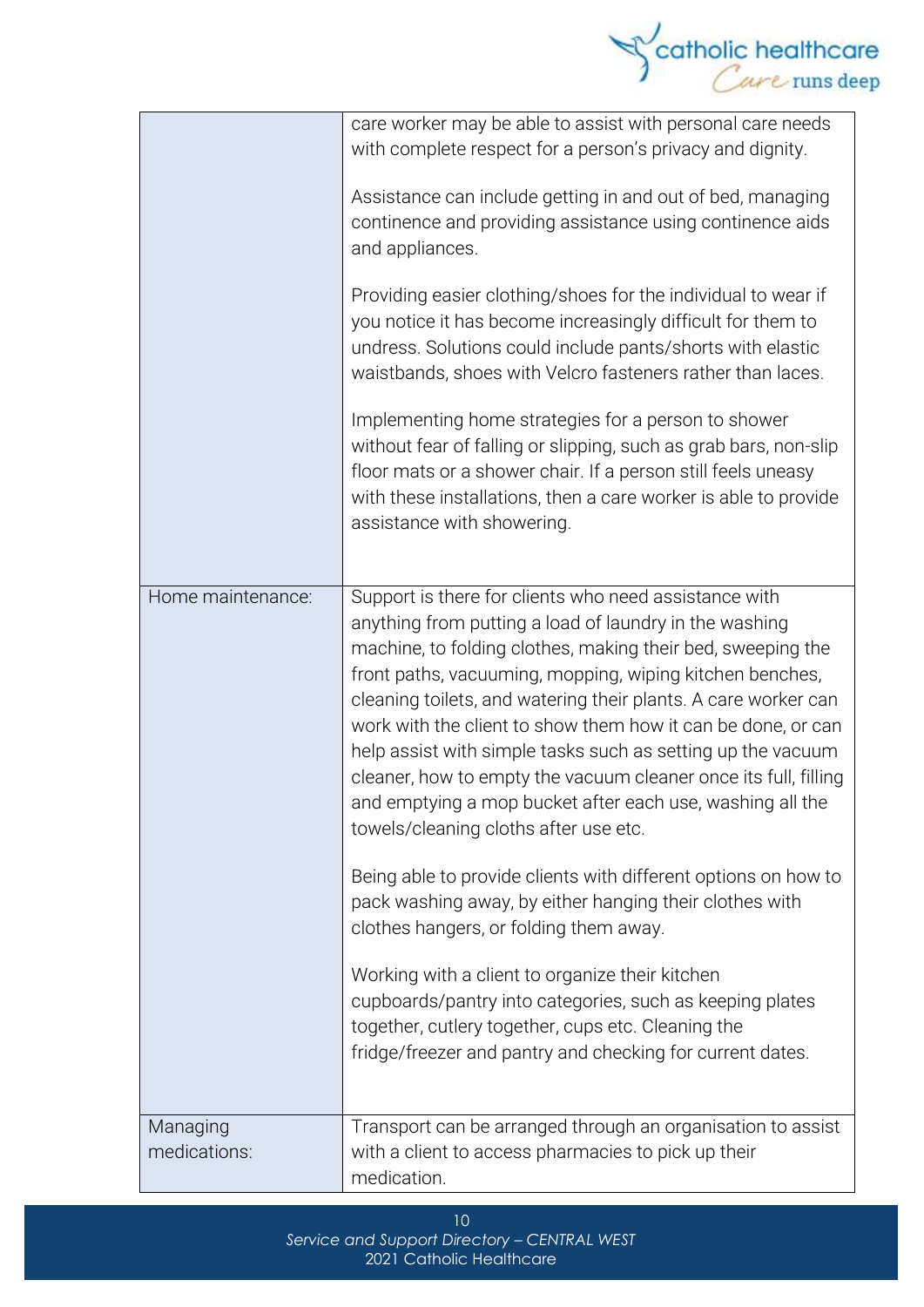| | |
|---|---|
| | care worker may be able to assist with personal care needs with complete respect for a person's privacy and dignity.<br><br>Assistance can include getting in and out of bed, managing continence and providing assistance using continence aids and appliances.<br><br>Providing easier clothing/shoes for the individual to wear if you notice it has become increasingly difficult for them to undress. Solutions could include pants/shorts with elastic waistbands, shoes with Velcro fasteners rather than laces.<br><br>Implementing home strategies for a person to shower without fear of falling or slipping, such as grab bars, non-slip floor mats or a shower chair. If a person still feels uneasy with these installations, then a care worker is able to provide assistance with showering. |
| Home maintenance: | Support is there for clients who need assistance with anything from putting a load of laundry in the washing machine, to folding clothes, making their bed, sweeping the front paths, vacuuming, mopping, wiping kitchen benches, cleaning toilets, and watering their plants. A care worker can work with the client to show them how it can be done, or can help assist with simple tasks such as setting up the vacuum cleaner, how to empty the vacuum cleaner once its full, filling and emptying a mop bucket after each use, washing all the towels/cleaning cloths after use etc.<br><br>Being able to provide clients with different options on how to pack washing away, by either hanging their clothes with clothes hangers, or folding them away.<br><br>Working with a client to organize their kitchen cupboards/pantry into categories, such as keeping plates together, cutlery together, cups etc. Cleaning the fridge/freezer and pantry and checking for current dates. |
| Managing medications: | Transport can be arranged through an organisation to assist with a client to access pharmacies to pick up their medication. |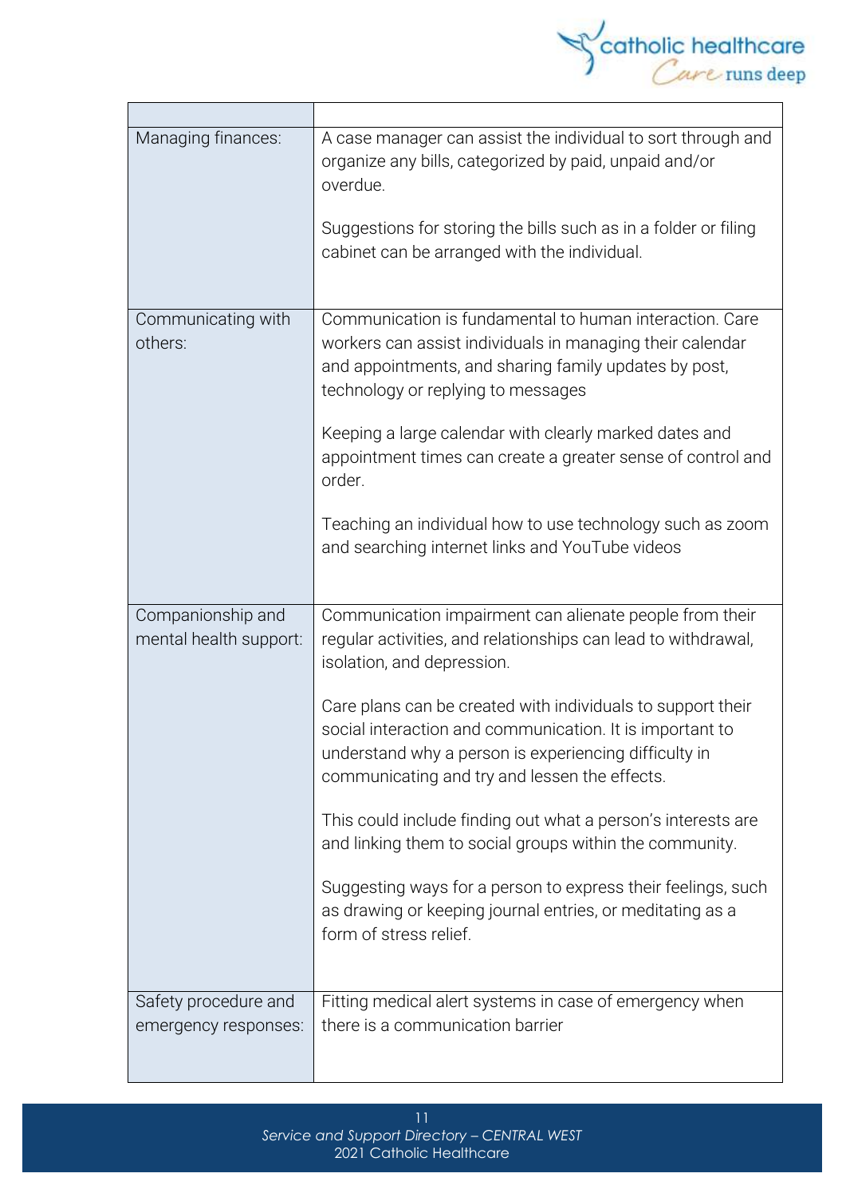| | |
|---|---|
| Managing finances: | A case manager can assist the individual to sort through and organize any bills, categorized by paid, unpaid and/or overdue.<br><br>Suggestions for storing the bills such as in a folder or filing cabinet can be arranged with the individual. |
| Communicating with others: | Communication is fundamental to human interaction. Care workers can assist individuals in managing their calendar and appointments, and sharing family updates by post, technology or replying to messages<br><br>Keeping a large calendar with clearly marked dates and appointment times can create a greater sense of control and order.<br><br>Teaching an individual how to use technology such as zoom and searching internet links and YouTube videos |
| Companionship and mental health support: | Communication impairment can alienate people from their regular activities, and relationships can lead to withdrawal, isolation, and depression.<br><br>Care plans can be created with individuals to support their social interaction and communication. It is important to understand why a person is experiencing difficulty in communicating and try and lessen the effects.<br><br>This could include finding out what a person's interests are and linking them to social groups within the community.<br><br>Suggesting ways for a person to express their feelings, such as drawing or keeping journal entries, or meditating as a form of stress relief. |
| Safety procedure and emergency responses: | Fitting medical alert systems in case of emergency when there is a communication barrier |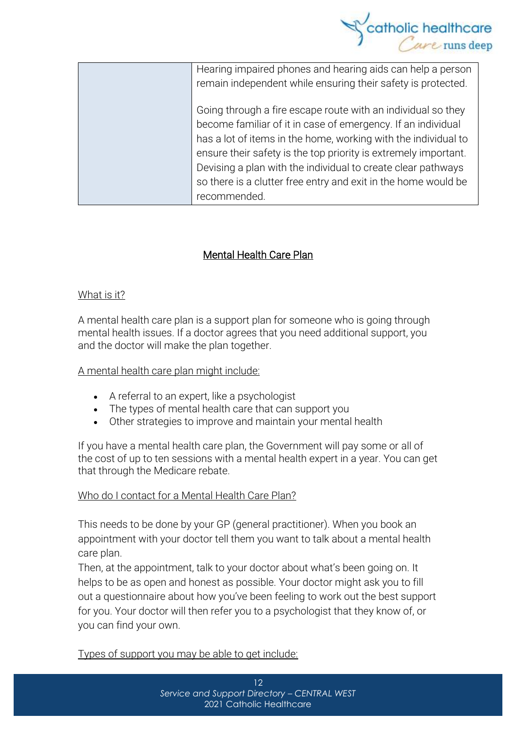| | |
|---|---|
| | Hearing impaired phones and hearing aids can help a person remain independent while ensuring their safety is protected.<br><br>Going through a fire escape route with an individual so they become familiar of it in case of emergency. If an individual has a lot of items in the home, working with the individual to ensure their safety is the top priority is extremely important. Devising a plan with the individual to create clear pathways so there is a clutter free entry and exit in the home would be recommended. |

## Mental Health Care Plan

### What is it?

A mental health care plan is a support plan for someone who is going through mental health issues. If a doctor agrees that you need additional support, you and the doctor will make the plan together.

### A mental health care plan might include:

- A referral to an expert, like a psychologist
- The types of mental health care that can support you
- Other strategies to improve and maintain your mental health

If you have a mental health care plan, the Government will pay some or all of the cost of up to ten sessions with a mental health expert in a year. You can get that through the Medicare rebate.

### Who do I contact for a Mental Health Care Plan?

This needs to be done by your GP (general practitioner). When you book an appointment with your doctor tell them you want to talk about a mental health care plan.
Then, at the appointment, talk to your doctor about what's been going on. It helps to be as open and honest as possible. Your doctor might ask you to fill out a questionnaire about how you've been feeling to work out the best support for you. Your doctor will then refer you to a psychologist that they know of, or you can find your own.

### Types of support you may be able to get include: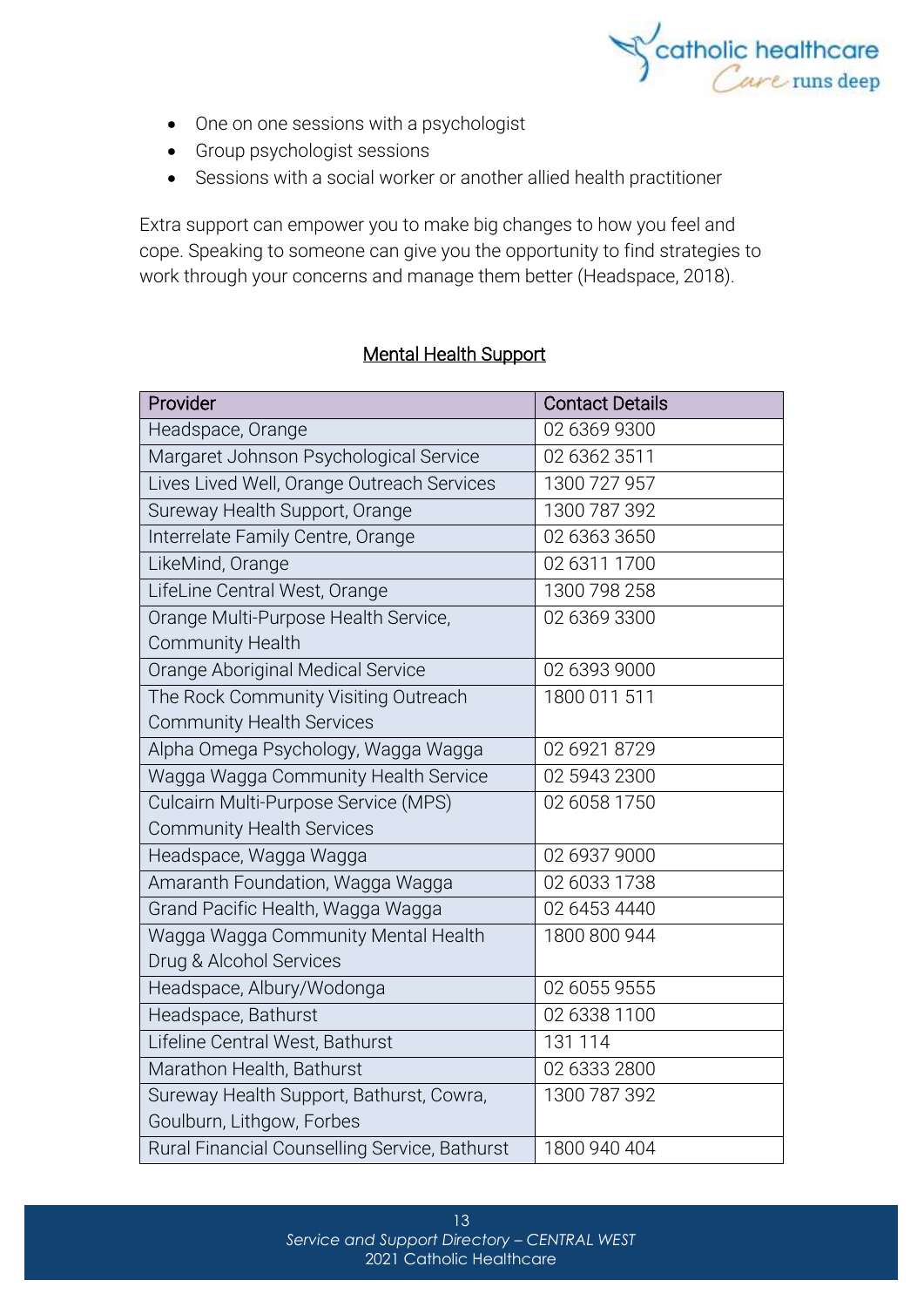- One on one sessions with a psychologist
- Group psychologist sessions
- Sessions with a social worker or another allied health practitioner

Extra support can empower you to make big changes to how you feel and cope. Speaking to someone can give you the opportunity to find strategies to work through your concerns and manage them better (Headspace, 2018).

## Mental Health Support

| Provider | Contact Details |
|---|---|
| Headspace, Orange | 02 6369 9300 |
| Margaret Johnson Psychological Service | 02 6362 3511 |
| Lives Lived Well, Orange Outreach Services | 1300 727 957 |
| Sureway Health Support, Orange | 1300 787 392 |
| Interrelate Family Centre, Orange | 02 6363 3650 |
| LikeMind, Orange | 02 6311 1700 |
| LifeLine Central West, Orange | 1300 798 258 |
| Orange Multi-Purpose Health Service, Community Health | 02 6369 3300 |
| Orange Aboriginal Medical Service | 02 6393 9000 |
| The Rock Community Visiting Outreach Community Health Services | 1800 011 511 |
| Alpha Omega Psychology, Wagga Wagga | 02 6921 8729 |
| Wagga Wagga Community Health Service | 02 5943 2300 |
| Culcairn Multi-Purpose Service (MPS) Community Health Services | 02 6058 1750 |
| Headspace, Wagga Wagga | 02 6937 9000 |
| Amaranth Foundation, Wagga Wagga | 02 6033 1738 |
| Grand Pacific Health, Wagga Wagga | 02 6453 4440 |
| Wagga Wagga Community Mental Health Drug & Alcohol Services | 1800 800 944 |
| Headspace, Albury/Wodonga | 02 6055 9555 |
| Headspace, Bathurst | 02 6338 1100 |
| Lifeline Central West, Bathurst | 131 114 |
| Marathon Health, Bathurst | 02 6333 2800 |
| Sureway Health Support, Bathurst, Cowra, Goulburn, Lithgow, Forbes | 1300 787 392 |
| Rural Financial Counselling Service, Bathurst | 1800 940 404 |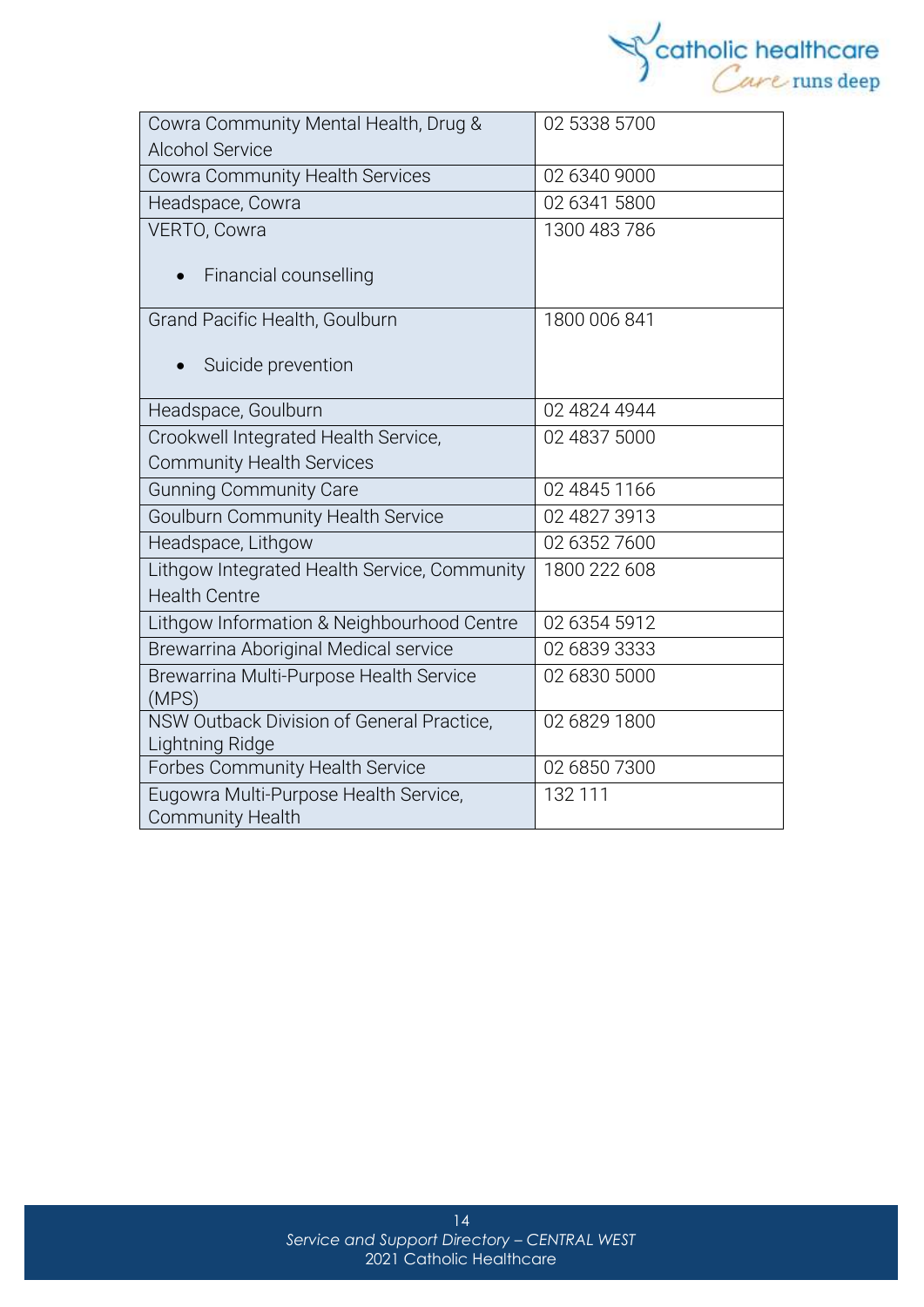| | |
|---|---|
| Cowra Community Mental Health, Drug & Alcohol Service | 02 5338 5700 |
| Cowra Community Health Services | 02 6340 9000 |
| Headspace, Cowra | 02 6341 5800 |
| VERTO, Cowra<br><br>• Financial counselling | 1300 483 786 |
| Grand Pacific Health, Goulburn<br><br>• Suicide prevention | 1800 006 841 |
| Headspace, Goulburn | 02 4824 4944 |
| Crookwell Integrated Health Service, Community Health Services | 02 4837 5000 |
| Gunning Community Care | 02 4845 1166 |
| Goulburn Community Health Service | 02 4827 3913 |
| Headspace, Lithgow | 02 6352 7600 |
| Lithgow Integrated Health Service, Community Health Centre | 1800 222 608 |
| Lithgow Information & Neighbourhood Centre | 02 6354 5912 |
| Brewarrina Aboriginal Medical service | 02 6839 3333 |
| Brewarrina Multi-Purpose Health Service (MPS) | 02 6830 5000 |
| NSW Outback Division of General Practice, Lightning Ridge | 02 6829 1800 |
| Forbes Community Health Service | 02 6850 7300 |
| Eugowra Multi-Purpose Health Service, Community Health | 132 111 |